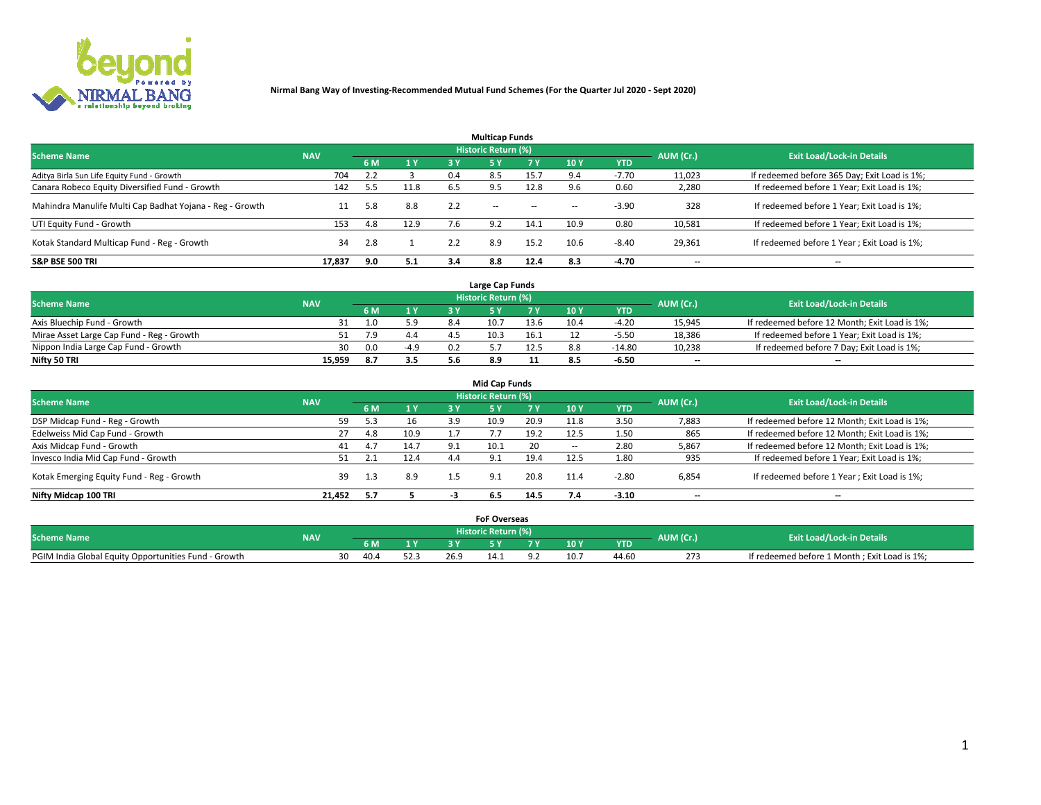**Nirmal Bang Way of Investing-Recommended Mutual Fund Schemes (For the Quarter Jul 2020 - Sept 2020)**

### Multicap Funds

| Scheme Name | NAV | Historic Return (%) | | | | | | | AUM (Cr.) | Exit Load/Lock-in Details |
|---|---|---|---|---|---|---|---|---|---|---|
| | | 6 M | 1 Y | 3 Y | 5 Y | 7 Y | 10 Y | YTD | | |
| Aditya Birla Sun Life Equity Fund - Growth | 704 | 2.2 | 3 | 0.4 | 8.5 | 15.7 | 9.4 | -7.70 | 11,023 | If redeemed before 365 Day; Exit Load is 1%; |
| Canara Robeco Equity Diversified Fund - Growth | 142 | 5.5 | 11.8 | 6.5 | 9.5 | 12.8 | 9.6 | 0.60 | 2,280 | If redeemed before 1 Year; Exit Load is 1%; |
| Mahindra Manulife Multi Cap Badhat Yojana - Reg - Growth | 11 | 5.8 | 8.8 | 2.2 | -- | -- | -- | -3.90 | 328 | If redeemed before 1 Year; Exit Load is 1%; |
| UTI Equity Fund - Growth | 153 | 4.8 | 12.9 | 7.6 | 9.2 | 14.1 | 10.9 | 0.80 | 10,581 | If redeemed before 1 Year; Exit Load is 1%; |
| Kotak Standard Multicap Fund - Reg - Growth | 34 | 2.8 | 1 | 2.2 | 8.9 | 15.2 | 10.6 | -8.40 | 29,361 | If redeemed before 1 Year ; Exit Load is 1%; |
| **S&P BSE 500 TRI** | **17,837** | **9.0** | **5.1** | **3.4** | **8.8** | **12.4** | **8.3** | **-4.70** | **--** | **--** |

### Large Cap Funds

| Scheme Name | NAV | Historic Return (%) | | | | | | | AUM (Cr.) | Exit Load/Lock-in Details |
|---|---|---|---|---|---|---|---|---|---|---|
| | | 6 M | 1 Y | 3 Y | 5 Y | 7 Y | 10 Y | YTD | | |
| Axis Bluechip Fund - Growth | 31 | 1.0 | 5.9 | 8.4 | 10.7 | 13.6 | 10.4 | -4.20 | 15,945 | If redeemed before 12 Month; Exit Load is 1%; |
| Mirae Asset Large Cap Fund - Reg - Growth | 51 | 7.9 | 4.4 | 4.5 | 10.3 | 16.1 | 12 | -5.50 | 18,386 | If redeemed before 1 Year; Exit Load is 1%; |
| Nippon India Large Cap Fund - Growth | 30 | 0.0 | -4.9 | 0.2 | 5.7 | 12.5 | 8.8 | -14.80 | 10,238 | If redeemed before 7 Day; Exit Load is 1%; |
| **Nifty 50 TRI** | **15,959** | **8.7** | **3.5** | **5.6** | **8.9** | **11** | **8.5** | **-6.50** | **--** | **--** |

### Mid Cap Funds

| Scheme Name | NAV | Historic Return (%) | | | | | | | AUM (Cr.) | Exit Load/Lock-in Details |
|---|---|---|---|---|---|---|---|---|---|---|
| | | 6 M | 1 Y | 3 Y | 5 Y | 7 Y | 10 Y | YTD | | |
| DSP Midcap Fund - Reg - Growth | 59 | 5.3 | 16 | 3.9 | 10.9 | 20.9 | 11.8 | 3.50 | 7,883 | If redeemed before 12 Month; Exit Load is 1%; |
| Edelweiss Mid Cap Fund - Growth | 27 | 4.8 | 10.9 | 1.7 | 7.7 | 19.2 | 12.5 | 1.50 | 865 | If redeemed before 12 Month; Exit Load is 1%; |
| Axis Midcap Fund - Growth | 41 | 4.7 | 14.7 | 9.1 | 10.1 | 20 | -- | 2.80 | 5,867 | If redeemed before 12 Month; Exit Load is 1%; |
| Invesco India Mid Cap Fund - Growth | 51 | 2.1 | 12.4 | 4.4 | 9.1 | 19.4 | 12.5 | 1.80 | 935 | If redeemed before 1 Year; Exit Load is 1%; |
| Kotak Emerging Equity Fund - Reg - Growth | 39 | 1.3 | 8.9 | 1.5 | 9.1 | 20.8 | 11.4 | -2.80 | 6,854 | If redeemed before 1 Year ; Exit Load is 1%; |
| **Nifty Midcap 100 TRI** | **21,452** | **5.7** | **5** | **-3** | **6.5** | **14.5** | **7.4** | **-3.10** | **--** | **--** |

### FoF Overseas

| Scheme Name | NAV | Historic Return (%) | | | | | | | AUM (Cr.) | Exit Load/Lock-in Details |
|---|---|---|---|---|---|---|---|---|---|---|
| | | 6 M | 1 Y | 3 Y | 5 Y | 7 Y | 10 Y | YTD | | |
| PGIM India Global Equity Opportunities Fund - Growth | 30 | 40.4 | 52.3 | 26.9 | 14.1 | 9.2 | 10.7 | 44.60 | 273 | If redeemed before 1 Month ; Exit Load is 1%; |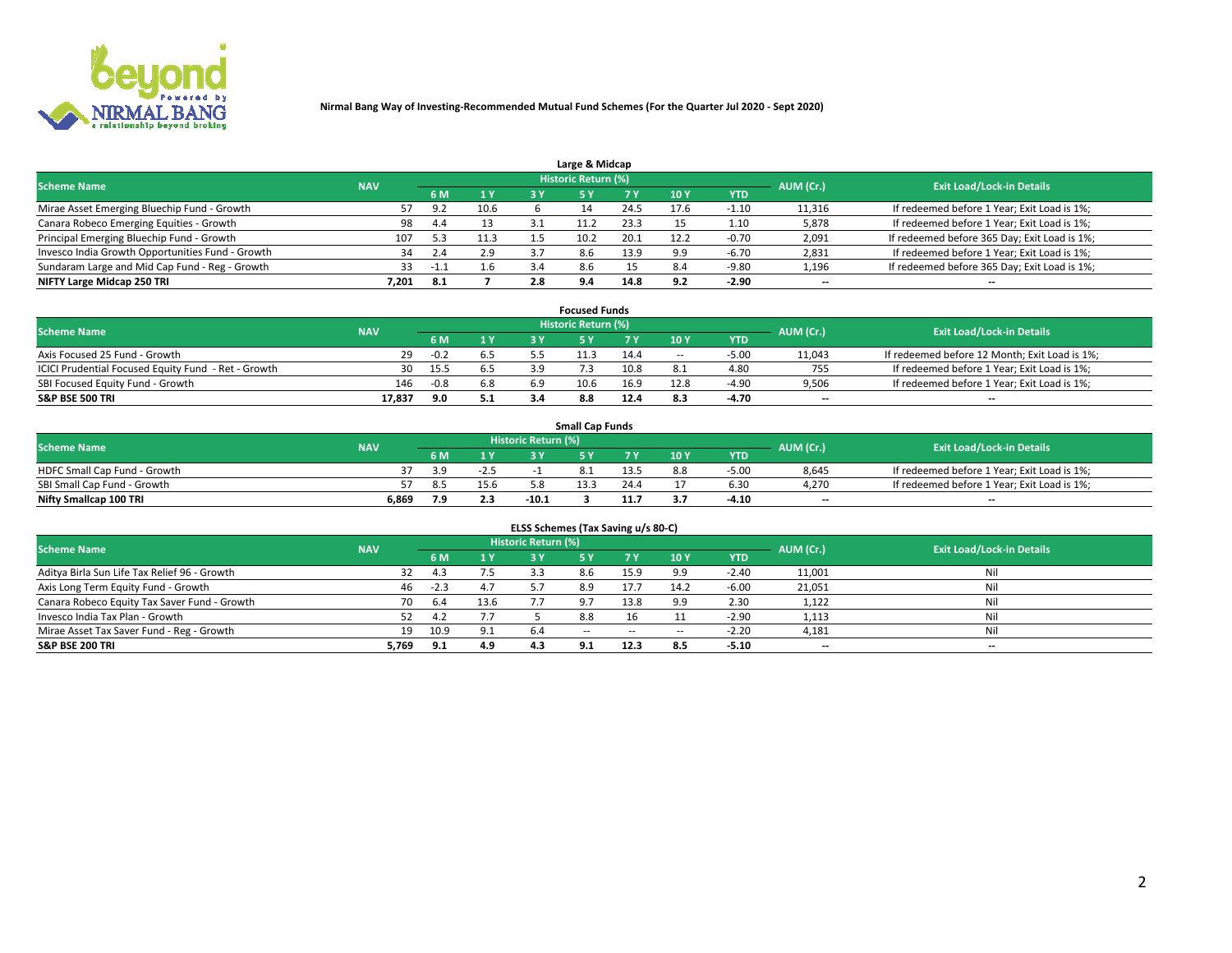**Nirmal Bang Way of Investing-Recommended Mutual Fund Schemes (For the Quarter Jul 2020 - Sept 2020)**

## Large & Midcap

| Scheme Name | NAV | Historic Return (%) | | | | | | | AUM (Cr.) | Exit Load/Lock-in Details |
|---|---|---|---|---|---|---|---|---|---|---|
| | | 6 M | 1 Y | 3 Y | 5 Y | 7 Y | 10 Y | YTD | | |
| Mirae Asset Emerging Bluechip Fund - Growth | 57 | 9.2 | 10.6 | 6 | 14 | 24.5 | 17.6 | -1.10 | 11,316 | If redeemed before 1 Year; Exit Load is 1%; |
| Canara Robeco Emerging Equities - Growth | 98 | 4.4 | 13 | 3.1 | 11.2 | 23.3 | 15 | 1.10 | 5,878 | If redeemed before 1 Year; Exit Load is 1%; |
| Principal Emerging Bluechip Fund - Growth | 107 | 5.3 | 11.3 | 1.5 | 10.2 | 20.1 | 12.2 | -0.70 | 2,091 | If redeemed before 365 Day; Exit Load is 1%; |
| Invesco India Growth Opportunities Fund - Growth | 34 | 2.4 | 2.9 | 3.7 | 8.6 | 13.9 | 9.9 | -6.70 | 2,831 | If redeemed before 1 Year; Exit Load is 1%; |
| Sundaram Large and Mid Cap Fund - Reg - Growth | 33 | -1.1 | 1.6 | 3.4 | 8.6 | 15 | 8.4 | -9.80 | 1,196 | If redeemed before 365 Day; Exit Load is 1%; |
| **NIFTY Large Midcap 250 TRI** | **7,201** | **8.1** | **7** | **2.8** | **9.4** | **14.8** | **9.2** | **-2.90** | **--** | **--** |

## Focused Funds

| Scheme Name | NAV | Historic Return (%) | | | | | | | AUM (Cr.) | Exit Load/Lock-in Details |
|---|---|---|---|---|---|---|---|---|---|---|
| | | 6 M | 1 Y | 3 Y | 5 Y | 7 Y | 10 Y | YTD | | |
| Axis Focused 25 Fund - Growth | 29 | -0.2 | 6.5 | 5.5 | 11.3 | 14.4 | -- | -5.00 | 11,043 | If redeemed before 12 Month; Exit Load is 1%; |
| ICICI Prudential Focused Equity Fund - Ret - Growth | 30 | 15.5 | 6.5 | 3.9 | 7.3 | 10.8 | 8.1 | 4.80 | 755 | If redeemed before 1 Year; Exit Load is 1%; |
| SBI Focused Equity Fund - Growth | 146 | -0.8 | 6.8 | 6.9 | 10.6 | 16.9 | 12.8 | -4.90 | 9,506 | If redeemed before 1 Year; Exit Load is 1%; |
| **S&P BSE 500 TRI** | **17,837** | **9.0** | **5.1** | **3.4** | **8.8** | **12.4** | **8.3** | **-4.70** | **--** | **--** |

## Small Cap Funds

| Scheme Name | NAV | Historic Return (%) | | | | | | | AUM (Cr.) | Exit Load/Lock-in Details |
|---|---|---|---|---|---|---|---|---|---|---|
| | | 6 M | 1 Y | 3 Y | 5 Y | 7 Y | 10 Y | YTD | | |
| HDFC Small Cap Fund - Growth | 37 | 3.9 | -2.5 | -1 | 8.1 | 13.5 | 8.8 | -5.00 | 8,645 | If redeemed before 1 Year; Exit Load is 1%; |
| SBI Small Cap Fund - Growth | 57 | 8.5 | 15.6 | 5.8 | 13.3 | 24.4 | 17 | 6.30 | 4,270 | If redeemed before 1 Year; Exit Load is 1%; |
| **Nifty Smallcap 100 TRI** | **6,869** | **7.9** | **2.3** | **-10.1** | **3** | **11.7** | **3.7** | **-4.10** | **--** | **--** |

## ELSS Schemes (Tax Saving u/s 80-C)

| Scheme Name | NAV | Historic Return (%) | | | | | | | AUM (Cr.) | Exit Load/Lock-in Details |
|---|---|---|---|---|---|---|---|---|---|---|
| | | 6 M | 1 Y | 3 Y | 5 Y | 7 Y | 10 Y | YTD | | |
| Aditya Birla Sun Life Tax Relief 96 - Growth | 32 | 4.3 | 7.5 | 3.3 | 8.6 | 15.9 | 9.9 | -2.40 | 11,001 | Nil |
| Axis Long Term Equity Fund - Growth | 46 | -2.3 | 4.7 | 5.7 | 8.9 | 17.7 | 14.2 | -6.00 | 21,051 | Nil |
| Canara Robeco Equity Tax Saver Fund - Growth | 70 | 6.4 | 13.6 | 7.7 | 9.7 | 13.8 | 9.9 | 2.30 | 1,122 | Nil |
| Invesco India Tax Plan - Growth | 52 | 4.2 | 7.7 | 5 | 8.8 | 16 | 11 | -2.90 | 1,113 | Nil |
| Mirae Asset Tax Saver Fund - Reg - Growth | 19 | 10.9 | 9.1 | 6.4 | -- | -- | -- | -2.20 | 4,181 | Nil |
| **S&P BSE 200 TRI** | **5,769** | **9.1** | **4.9** | **4.3** | **9.1** | **12.3** | **8.5** | **-5.10** | **--** | **--** |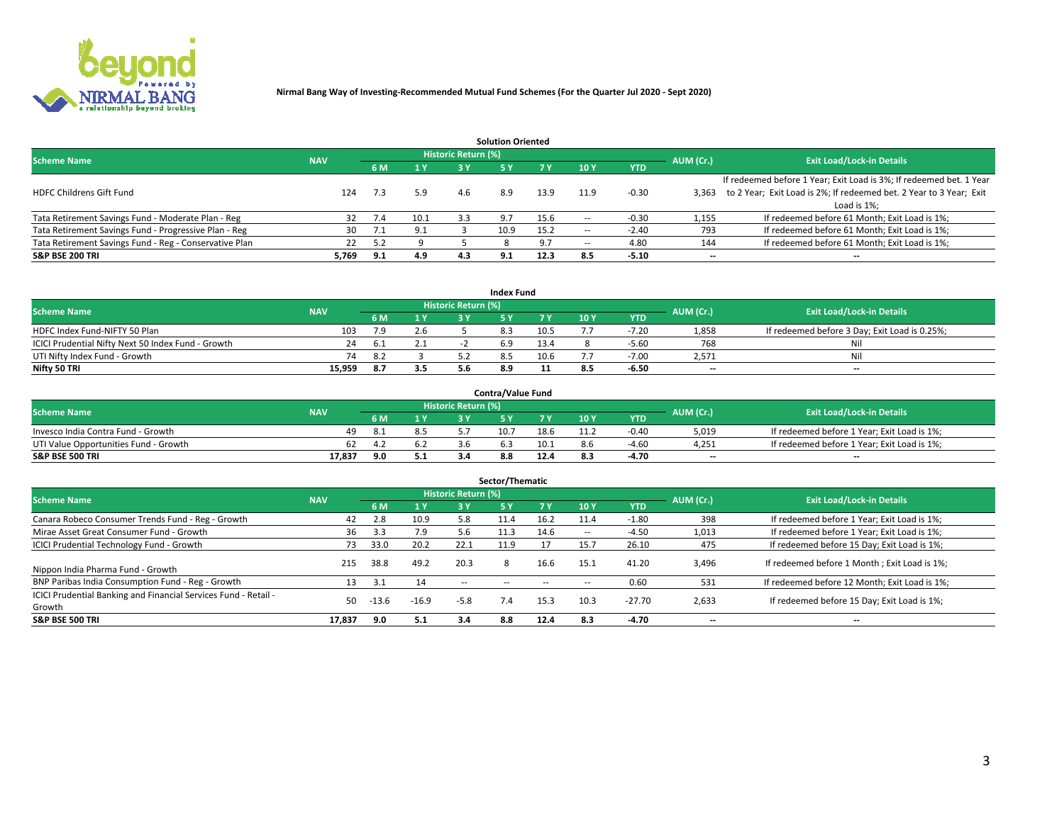**Nirmal Bang Way of Investing-Recommended Mutual Fund Schemes (For the Quarter Jul 2020 - Sept 2020)**

## Solution Oriented

| Scheme Name | NAV | Historic Return (%) | | | | | | | AUM (Cr.) | Exit Load/Lock-in Details |
|---|---|---|---|---|---|---|---|---|---|---|
| | | 6 M | 1 Y | 3 Y | 5 Y | 7 Y | 10 Y | YTD | | |
| HDFC Childrens Gift Fund | 124 | 7.3 | 5.9 | 4.6 | 8.9 | 13.9 | 11.9 | -0.30 | 3,363 | If redeemed before 1 Year; Exit Load is 3%; If redeemed bet. 1 Year to 2 Year; Exit Load is 2%; If redeemed bet. 2 Year to 3 Year; Exit Load is 1%; |
| Tata Retirement Savings Fund - Moderate Plan - Reg | 32 | 7.4 | 10.1 | 3.3 | 9.7 | 15.6 | -- | -0.30 | 1,155 | If redeemed before 61 Month; Exit Load is 1%; |
| Tata Retirement Savings Fund - Progressive Plan - Reg | 30 | 7.1 | 9.1 | 3 | 10.9 | 15.2 | -- | -2.40 | 793 | If redeemed before 61 Month; Exit Load is 1%; |
| Tata Retirement Savings Fund - Reg - Conservative Plan | 22 | 5.2 | 9 | 5 | 8 | 9.7 | -- | 4.80 | 144 | If redeemed before 61 Month; Exit Load is 1%; |
| **S&P BSE 200 TRI** | **5,769** | **9.1** | **4.9** | **4.3** | **9.1** | **12.3** | **8.5** | **-5.10** | **--** | **--** |

## Index Fund

| Scheme Name | NAV | Historic Return (%) | | | | | | | AUM (Cr.) | Exit Load/Lock-in Details |
|---|---|---|---|---|---|---|---|---|---|---|
| | | 6 M | 1 Y | 3 Y | 5 Y | 7 Y | 10 Y | YTD | | |
| HDFC Index Fund-NIFTY 50 Plan | 103 | 7.9 | 2.6 | 5 | 8.3 | 10.5 | 7.7 | -7.20 | 1,858 | If redeemed before 3 Day; Exit Load is 0.25%; |
| ICICI Prudential Nifty Next 50 Index Fund - Growth | 24 | 6.1 | 2.1 | -2 | 6.9 | 13.4 | 8 | -5.60 | 768 | Nil |
| UTI Nifty Index Fund - Growth | 74 | 8.2 | 3 | 5.2 | 8.5 | 10.6 | 7.7 | -7.00 | 2,571 | Nil |
| **Nifty 50 TRI** | **15,959** | **8.7** | **3.5** | **5.6** | **8.9** | **11** | **8.5** | **-6.50** | **--** | **--** |

## Contra/Value Fund

| Scheme Name | NAV | Historic Return (%) | | | | | | | AUM (Cr.) | Exit Load/Lock-in Details |
|---|---|---|---|---|---|---|---|---|---|---|
| | | 6 M | 1 Y | 3 Y | 5 Y | 7 Y | 10 Y | YTD | | |
| Invesco India Contra Fund - Growth | 49 | 8.1 | 8.5 | 5.7 | 10.7 | 18.6 | 11.2 | -0.40 | 5,019 | If redeemed before 1 Year; Exit Load is 1%; |
| UTI Value Opportunities Fund - Growth | 62 | 4.2 | 6.2 | 3.6 | 6.3 | 10.1 | 8.6 | -4.60 | 4,251 | If redeemed before 1 Year; Exit Load is 1%; |
| **S&P BSE 500 TRI** | **17,837** | **9.0** | **5.1** | **3.4** | **8.8** | **12.4** | **8.3** | **-4.70** | **--** | **--** |

## Sector/Thematic

| Scheme Name | NAV | Historic Return (%) | | | | | | | AUM (Cr.) | Exit Load/Lock-in Details |
|---|---|---|---|---|---|---|---|---|---|---|
| | | 6 M | 1 Y | 3 Y | 5 Y | 7 Y | 10 Y | YTD | | |
| Canara Robeco Consumer Trends Fund - Reg - Growth | 42 | 2.8 | 10.9 | 5.8 | 11.4 | 16.2 | 11.4 | -1.80 | 398 | If redeemed before 1 Year; Exit Load is 1%; |
| Mirae Asset Great Consumer Fund - Growth | 36 | 3.3 | 7.9 | 5.6 | 11.3 | 14.6 | -- | -4.50 | 1,013 | If redeemed before 1 Year; Exit Load is 1%; |
| ICICI Prudential Technology Fund - Growth | 73 | 33.0 | 20.2 | 22.1 | 11.9 | 17 | 15.7 | 26.10 | 475 | If redeemed before 15 Day; Exit Load is 1%; |
| Nippon India Pharma Fund - Growth | 215 | 38.8 | 49.2 | 20.3 | 8 | 16.6 | 15.1 | 41.20 | 3,496 | If redeemed before 1 Month ; Exit Load is 1%; |
| BNP Paribas India Consumption Fund - Reg - Growth | 13 | 3.1 | 14 | -- | -- | -- | -- | 0.60 | 531 | If redeemed before 12 Month; Exit Load is 1%; |
| ICICI Prudential Banking and Financial Services Fund - Retail - Growth | 50 | -13.6 | -16.9 | -5.8 | 7.4 | 15.3 | 10.3 | -27.70 | 2,633 | If redeemed before 15 Day; Exit Load is 1%; |
| **S&P BSE 500 TRI** | **17,837** | **9.0** | **5.1** | **3.4** | **8.8** | **12.4** | **8.3** | **-4.70** | **--** | **--** |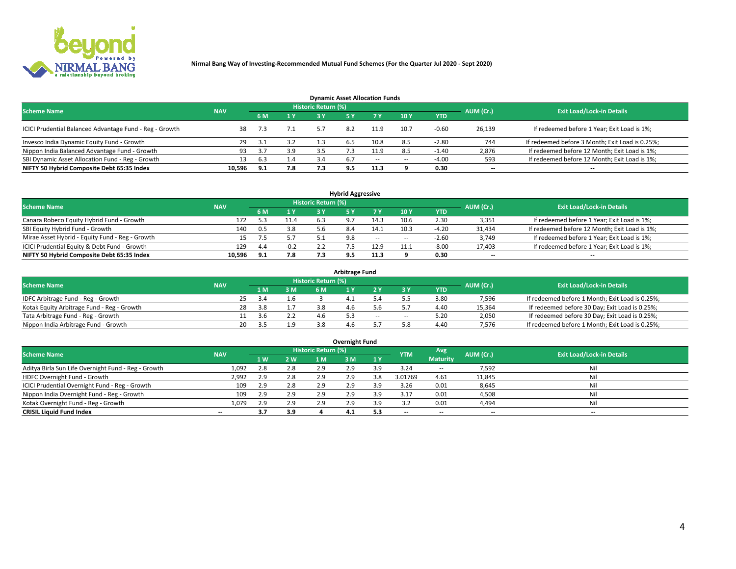**Nirmal Bang Way of Investing-Recommended Mutual Fund Schemes (For the Quarter Jul 2020 - Sept 2020)**

## Dynamic Asset Allocation Funds

| Scheme Name | NAV | Historic Return (%) | | | | | | | AUM (Cr.) | Exit Load/Lock-in Details |
|---|---|---|---|---|---|---|---|---|---|---|
| | | 6 M | 1 Y | 3 Y | 5 Y | 7 Y | 10 Y | YTD | | |
| ICICI Prudential Balanced Advantage Fund - Reg - Growth | 38 | 7.3 | 7.1 | 5.7 | 8.2 | 11.9 | 10.7 | -0.60 | 26,139 | If redeemed before 1 Year; Exit Load is 1%; |
| Invesco India Dynamic Equity Fund - Growth | 29 | 3.1 | 3.2 | 1.3 | 6.5 | 10.8 | 8.5 | -2.80 | 744 | If redeemed before 3 Month; Exit Load is 0.25%; |
| Nippon India Balanced Advantage Fund - Growth | 93 | 3.7 | 3.9 | 3.5 | 7.3 | 11.9 | 8.5 | -1.40 | 2,876 | If redeemed before 12 Month; Exit Load is 1%; |
| SBI Dynamic Asset Allocation Fund - Reg - Growth | 13 | 6.3 | 1.4 | 3.4 | 6.7 | -- | -- | -4.00 | 593 | If redeemed before 12 Month; Exit Load is 1%; |
| **NIFTY 50 Hybrid Composite Debt 65:35 Index** | **10,596** | **9.1** | **7.8** | **7.3** | **9.5** | **11.3** | **9** | **0.30** | **--** | **--** |

## Hybrid Aggressive

| Scheme Name | NAV | Historic Return (%) | | | | | | | AUM (Cr.) | Exit Load/Lock-in Details |
|---|---|---|---|---|---|---|---|---|---|---|
| | | 6 M | 1 Y | 3 Y | 5 Y | 7 Y | 10 Y | YTD | | |
| Canara Robeco Equity Hybrid Fund - Growth | 172 | 5.3 | 11.4 | 6.3 | 9.7 | 14.3 | 10.6 | 2.30 | 3,351 | If redeemed before 1 Year; Exit Load is 1%; |
| SBI Equity Hybrid Fund - Growth | 140 | 0.5 | 3.8 | 5.6 | 8.4 | 14.1 | 10.3 | -4.20 | 31,434 | If redeemed before 12 Month; Exit Load is 1%; |
| Mirae Asset Hybrid - Equity Fund - Reg - Growth | 15 | 7.5 | 5.7 | 5.1 | 9.8 | -- | -- | -2.60 | 3,749 | If redeemed before 1 Year; Exit Load is 1%; |
| ICICI Prudential Equity & Debt Fund - Growth | 129 | 4.4 | -0.2 | 2.2 | 7.5 | 12.9 | 11.1 | -8.00 | 17,403 | If redeemed before 1 Year; Exit Load is 1%; |
| **NIFTY 50 Hybrid Composite Debt 65:35 Index** | **10,596** | **9.1** | **7.8** | **7.3** | **9.5** | **11.3** | **9** | **0.30** | **--** | **--** |

## Arbitrage Fund

| Scheme Name | NAV | Historic Return (%) | | | | | | | AUM (Cr.) | Exit Load/Lock-in Details |
|---|---|---|---|---|---|---|---|---|---|---|
| | | 1 M | 3 M | 6 M | 1 Y | 2 Y | 3 Y | YTD | | |
| IDFC Arbitrage Fund - Reg - Growth | 25 | 3.4 | 1.6 | 3 | 4.1 | 5.4 | 5.5 | 3.80 | 7,596 | If redeemed before 1 Month; Exit Load is 0.25%; |
| Kotak Equity Arbitrage Fund - Reg - Growth | 28 | 3.8 | 1.7 | 3.8 | 4.6 | 5.6 | 5.7 | 4.40 | 15,364 | If redeemed before 30 Day; Exit Load is 0.25%; |
| Tata Arbitrage Fund - Reg - Growth | 11 | 3.6 | 2.2 | 4.6 | 5.3 | -- | -- | 5.20 | 2,050 | If redeemed before 30 Day; Exit Load is 0.25%; |
| Nippon India Arbitrage Fund - Growth | 20 | 3.5 | 1.9 | 3.8 | 4.6 | 5.7 | 5.8 | 4.40 | 7,576 | If redeemed before 1 Month; Exit Load is 0.25%; |

## Overnight Fund

| Scheme Name | NAV | Historic Return (%) | | | | | YTM | Avg Maturity | AUM (Cr.) | Exit Load/Lock-in Details |
|---|---|---|---|---|---|---|---|---|---|---|
| | | 1 W | 2 W | 1 M | 3 M | 1 Y | | | | |
| Aditya Birla Sun Life Overnight Fund - Reg - Growth | 1,092 | 2.8 | 2.8 | 2.9 | 2.9 | 3.9 | 3.24 | -- | 7,592 | Nil |
| HDFC Overnight Fund - Growth | 2,992 | 2.9 | 2.8 | 2.9 | 2.9 | 3.8 | 3.01769 | 4.61 | 11,845 | Nil |
| ICICI Prudential Overnight Fund - Reg - Growth | 109 | 2.9 | 2.8 | 2.9 | 2.9 | 3.9 | 3.26 | 0.01 | 8,645 | Nil |
| Nippon India Overnight Fund - Reg - Growth | 109 | 2.9 | 2.9 | 2.9 | 2.9 | 3.9 | 3.17 | 0.01 | 4,508 | Nil |
| Kotak Overnight Fund - Reg - Growth | 1,079 | 2.9 | 2.9 | 2.9 | 2.9 | 3.9 | 3.2 | 0.01 | 4,494 | Nil |
| **CRISIL Liquid Fund Index** | **--** | **3.7** | **3.9** | **4** | **4.1** | **5.3** | **--** | **--** | **--** | **--** |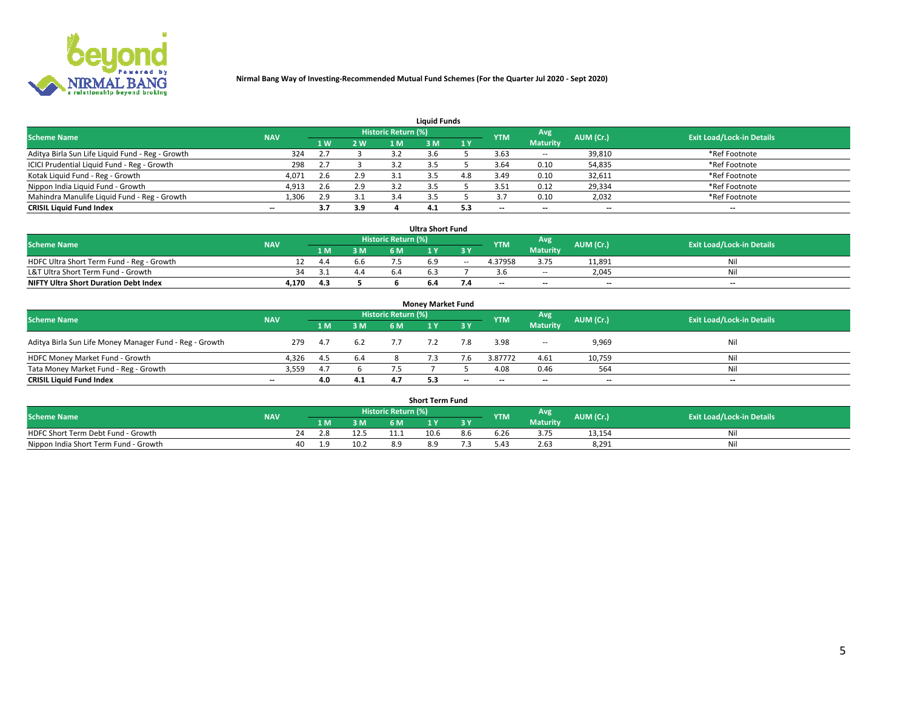Nirmal Bang Way of Investing-Recommended Mutual Fund Schemes (For the Quarter Jul 2020 - Sept 2020)

## Liquid Funds

| Scheme Name | NAV | Historic Return (%) | | | | | YTM | Avg Maturity | AUM (Cr.) | Exit Load/Lock-in Details |
|---|---|---|---|---|---|---|---|---|---|---|
| | | 1 W | 2 W | 1 M | 3 M | 1 Y | | | | |
| Aditya Birla Sun Life Liquid Fund - Reg - Growth | 324 | 2.7 | 3 | 3.2 | 3.6 | 5 | 3.63 | -- | 39,810 | *Ref Footnote |
| ICICI Prudential Liquid Fund - Reg - Growth | 298 | 2.7 | 3 | 3.2 | 3.5 | 5 | 3.64 | 0.10 | 54,835 | *Ref Footnote |
| Kotak Liquid Fund - Reg - Growth | 4,071 | 2.6 | 2.9 | 3.1 | 3.5 | 4.8 | 3.49 | 0.10 | 32,611 | *Ref Footnote |
| Nippon India Liquid Fund - Growth | 4,913 | 2.6 | 2.9 | 3.2 | 3.5 | 5 | 3.51 | 0.12 | 29,334 | *Ref Footnote |
| Mahindra Manulife Liquid Fund - Reg - Growth | 1,306 | 2.9 | 3.1 | 3.4 | 3.5 | 5 | 3.7 | 0.10 | 2,032 | *Ref Footnote |
| **CRISIL Liquid Fund Index** | -- | **3.7** | **3.9** | **4** | **4.1** | **5.3** | -- | -- | -- | -- |

## Ultra Short Fund

| Scheme Name | NAV | Historic Return (%) | | | | | YTM | Avg Maturity | AUM (Cr.) | Exit Load/Lock-in Details |
|---|---|---|---|---|---|---|---|---|---|---|
| | | 1 M | 3 M | 6 M | 1 Y | 3 Y | | | | |
| HDFC Ultra Short Term Fund - Reg - Growth | 12 | 4.4 | 6.6 | 7.5 | 6.9 | -- | 4.37958 | 3.75 | 11,891 | Nil |
| L&T Ultra Short Term Fund - Growth | 34 | 3.1 | 4.4 | 6.4 | 6.3 | 7 | 3.6 | -- | 2,045 | Nil |
| **NIFTY Ultra Short Duration Debt Index** | **4,170** | **4.3** | **5** | **6** | **6.4** | **7.4** | -- | -- | -- | -- |

## Money Market Fund

| Scheme Name | NAV | Historic Return (%) | | | | | YTM | Avg Maturity | AUM (Cr.) | Exit Load/Lock-in Details |
|---|---|---|---|---|---|---|---|---|---|---|
| | | 1 M | 3 M | 6 M | 1 Y | 3 Y | | | | |
| Aditya Birla Sun Life Money Manager Fund - Reg - Growth | 279 | 4.7 | 6.2 | 7.7 | 7.2 | 7.8 | 3.98 | -- | 9,969 | Nil |
| HDFC Money Market Fund - Growth | 4,326 | 4.5 | 6.4 | 8 | 7.3 | 7.6 | 3.87772 | 4.61 | 10,759 | Nil |
| Tata Money Market Fund - Reg - Growth | 3,559 | 4.7 | 6 | 7.5 | 7 | 5 | 4.08 | 0.46 | 564 | Nil |
| **CRISIL Liquid Fund Index** | -- | **4.0** | **4.1** | **4.7** | **5.3** | -- | -- | -- | -- | -- |

## Short Term Fund

| Scheme Name | NAV | Historic Return (%) | | | | | YTM | Avg Maturity | AUM (Cr.) | Exit Load/Lock-in Details |
|---|---|---|---|---|---|---|---|---|---|---|
| | | 1 M | 3 M | 6 M | 1 Y | 3 Y | | | | |
| HDFC Short Term Debt Fund - Growth | 24 | 2.8 | 12.5 | 11.1 | 10.6 | 8.6 | 6.26 | 3.75 | 13,154 | Nil |
| Nippon India Short Term Fund - Growth | 40 | 1.9 | 10.2 | 8.9 | 8.9 | 7.3 | 5.43 | 2.63 | 8,291 | Nil |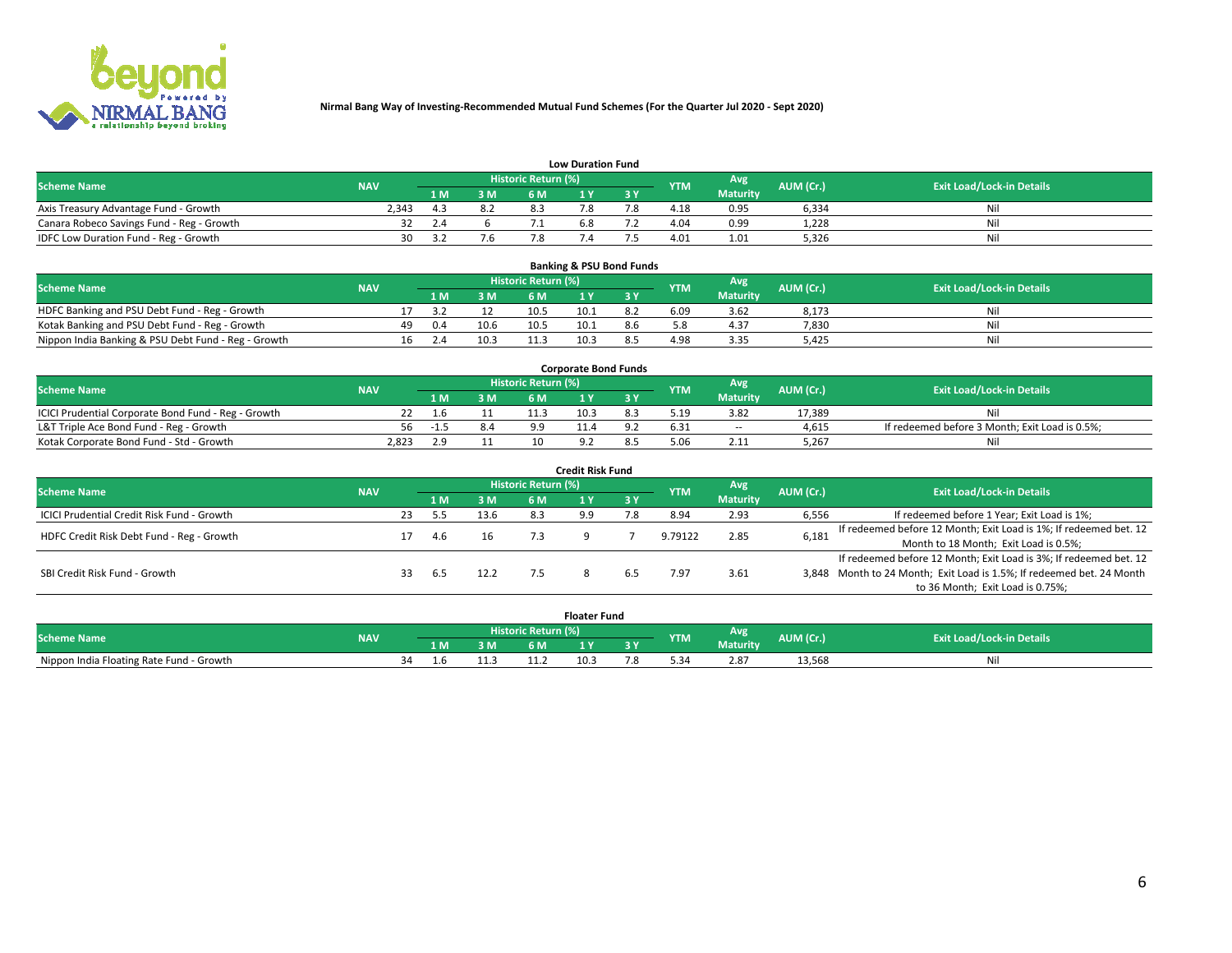**Nirmal Bang Way of Investing-Recommended Mutual Fund Schemes (For the Quarter Jul 2020 - Sept 2020)**

## Low Duration Fund

| Scheme Name | NAV | Historic Return (%) | | | | | YTM | Avg Maturity | AUM (Cr.) | Exit Load/Lock-in Details |
|---|---|---|---|---|---|---|---|---|---|---|
| | | 1 M | 3 M | 6 M | 1 Y | 3 Y | | | | |
| Axis Treasury Advantage Fund - Growth | 2,343 | 4.3 | 8.2 | 8.3 | 7.8 | 7.8 | 4.18 | 0.95 | 6,334 | Nil |
| Canara Robeco Savings Fund - Reg - Growth | 32 | 2.4 | 6 | 7.1 | 6.8 | 7.2 | 4.04 | 0.99 | 1,228 | Nil |
| IDFC Low Duration Fund - Reg - Growth | 30 | 3.2 | 7.6 | 7.8 | 7.4 | 7.5 | 4.01 | 1.01 | 5,326 | Nil |

## Banking & PSU Bond Funds

| Scheme Name | NAV | Historic Return (%) | | | | | YTM | Avg Maturity | AUM (Cr.) | Exit Load/Lock-in Details |
|---|---|---|---|---|---|---|---|---|---|---|
| | | 1 M | 3 M | 6 M | 1 Y | 3 Y | | | | |
| HDFC Banking and PSU Debt Fund - Reg - Growth | 17 | 3.2 | 12 | 10.5 | 10.1 | 8.2 | 6.09 | 3.62 | 8,173 | Nil |
| Kotak Banking and PSU Debt Fund - Reg - Growth | 49 | 0.4 | 10.6 | 10.5 | 10.1 | 8.6 | 5.8 | 4.37 | 7,830 | Nil |
| Nippon India Banking & PSU Debt Fund - Reg - Growth | 16 | 2.4 | 10.3 | 11.3 | 10.3 | 8.5 | 4.98 | 3.35 | 5,425 | Nil |

## Corporate Bond Funds

| Scheme Name | NAV | Historic Return (%) | | | | | YTM | Avg Maturity | AUM (Cr.) | Exit Load/Lock-in Details |
|---|---|---|---|---|---|---|---|---|---|---|
| | | 1 M | 3 M | 6 M | 1 Y | 3 Y | | | | |
| ICICI Prudential Corporate Bond Fund - Reg - Growth | 22 | 1.6 | 11 | 11.3 | 10.3 | 8.3 | 5.19 | 3.82 | 17,389 | Nil |
| L&T Triple Ace Bond Fund - Reg - Growth | 56 | -1.5 | 8.4 | 9.9 | 11.4 | 9.2 | 6.31 | -- | 4,615 | If redeemed before 3 Month; Exit Load is 0.5%; |
| Kotak Corporate Bond Fund - Std - Growth | 2,823 | 2.9 | 11 | 10 | 9.2 | 8.5 | 5.06 | 2.11 | 5,267 | Nil |

## Credit Risk Fund

| Scheme Name | NAV | Historic Return (%) | | | | | YTM | Avg Maturity | AUM (Cr.) | Exit Load/Lock-in Details |
|---|---|---|---|---|---|---|---|---|---|---|
| | | 1 M | 3 M | 6 M | 1 Y | 3 Y | | | | |
| ICICI Prudential Credit Risk Fund - Growth | 23 | 5.5 | 13.6 | 8.3 | 9.9 | 7.8 | 8.94 | 2.93 | 6,556 | If redeemed before 1 Year; Exit Load is 1%; |
| HDFC Credit Risk Debt Fund - Reg - Growth | 17 | 4.6 | 16 | 7.3 | 9 | 7 | 9.79122 | 2.85 | 6,181 | If redeemed before 12 Month; Exit Load is 1%; If redeemed bet. 12 Month to 18 Month; Exit Load is 0.5%; |
| SBI Credit Risk Fund - Growth | 33 | 6.5 | 12.2 | 7.5 | 8 | 6.5 | 7.97 | 3.61 | 3,848 | If redeemed before 12 Month; Exit Load is 3%; If redeemed bet. 12 Month to 24 Month; Exit Load is 1.5%; If redeemed bet. 24 Month to 36 Month; Exit Load is 0.75%; |

## Floater Fund

| Scheme Name | NAV | Historic Return (%) | | | | | YTM | Avg Maturity | AUM (Cr.) | Exit Load/Lock-in Details |
|---|---|---|---|---|---|---|---|---|---|---|
| | | 1 M | 3 M | 6 M | 1 Y | 3 Y | | | | |
| Nippon India Floating Rate Fund - Growth | 34 | 1.6 | 11.3 | 11.2 | 10.3 | 7.8 | 5.34 | 2.87 | 13,568 | Nil |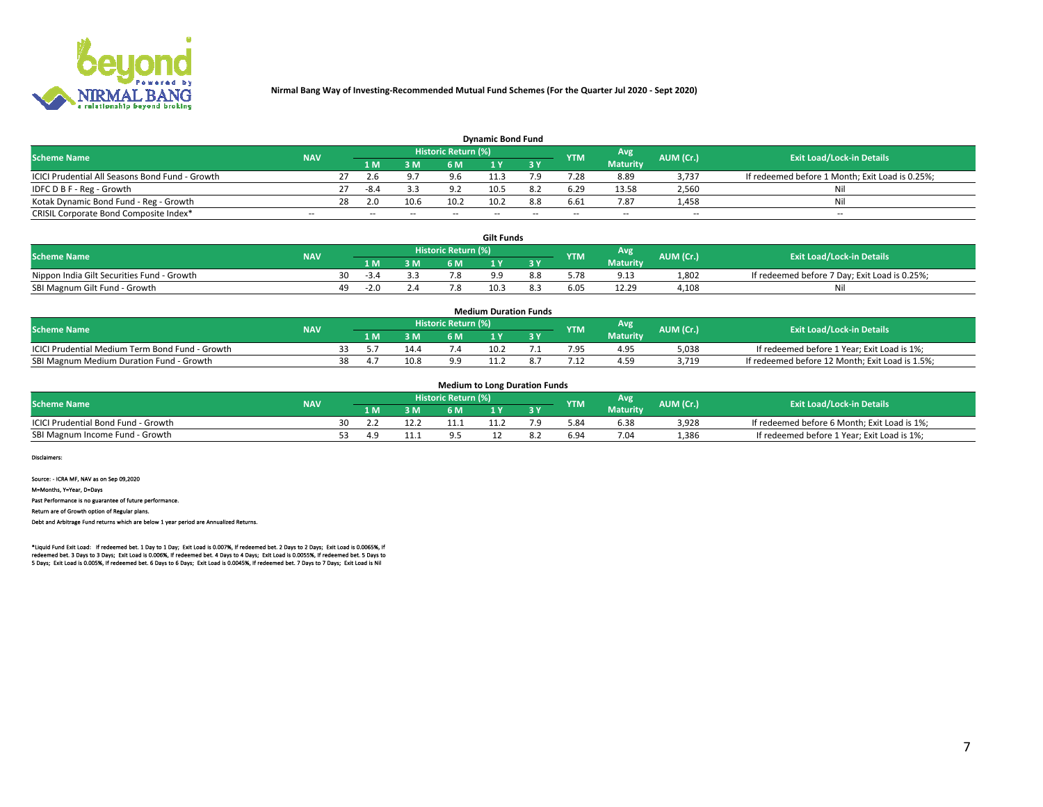**Nirmal Bang Way of Investing-Recommended Mutual Fund Schemes (For the Quarter Jul 2020 - Sept 2020)**

### Dynamic Bond Fund

| Scheme Name | NAV | Historic Return (%) | | | | | YTM | Avg Maturity | AUM (Cr.) | Exit Load/Lock-in Details |
|---|---|---|---|---|---|---|---|---|---|---|
| | | 1 M | 3 M | 6 M | 1 Y | 3 Y | | | | |
| ICICI Prudential All Seasons Bond Fund - Growth | 27 | 2.6 | 9.7 | 9.6 | 11.3 | 7.9 | 7.28 | 8.89 | 3,737 | If redeemed before 1 Month; Exit Load is 0.25%; |
| IDFC D B F - Reg - Growth | 27 | -8.4 | 3.3 | 9.2 | 10.5 | 8.2 | 6.29 | 13.58 | 2,560 | Nil |
| Kotak Dynamic Bond Fund - Reg - Growth | 28 | 2.0 | 10.6 | 10.2 | 10.2 | 8.8 | 6.61 | 7.87 | 1,458 | Nil |
| CRISIL Corporate Bond Composite Index* | -- | -- | -- | -- | -- | -- | -- | -- | -- | -- |

### Gilt Funds

| Scheme Name | NAV | Historic Return (%) | | | | | YTM | Avg Maturity | AUM (Cr.) | Exit Load/Lock-in Details |
|---|---|---|---|---|---|---|---|---|---|---|
| | | 1 M | 3 M | 6 M | 1 Y | 3 Y | | | | |
| Nippon India Gilt Securities Fund - Growth | 30 | -3.4 | 3.3 | 7.8 | 9.9 | 8.8 | 5.78 | 9.13 | 1,802 | If redeemed before 7 Day; Exit Load is 0.25%; |
| SBI Magnum Gilt Fund - Growth | 49 | -2.0 | 2.4 | 7.8 | 10.3 | 8.3 | 6.05 | 12.29 | 4,108 | Nil |

### Medium Duration Funds

| Scheme Name | NAV | Historic Return (%) | | | | | YTM | Avg Maturity | AUM (Cr.) | Exit Load/Lock-in Details |
|---|---|---|---|---|---|---|---|---|---|---|
| | | 1 M | 3 M | 6 M | 1 Y | 3 Y | | | | |
| ICICI Prudential Medium Term Bond Fund - Growth | 33 | 5.7 | 14.4 | 7.4 | 10.2 | 7.1 | 7.95 | 4.95 | 5,038 | If redeemed before 1 Year; Exit Load is 1%; |
| SBI Magnum Medium Duration Fund - Growth | 38 | 4.7 | 10.8 | 9.9 | 11.2 | 8.7 | 7.12 | 4.59 | 3,719 | If redeemed before 12 Month; Exit Load is 1.5%; |

### Medium to Long Duration Funds

| Scheme Name | NAV | Historic Return (%) | | | | | YTM | Avg Maturity | AUM (Cr.) | Exit Load/Lock-in Details |
|---|---|---|---|---|---|---|---|---|---|---|
| | | 1 M | 3 M | 6 M | 1 Y | 3 Y | | | | |
| ICICI Prudential Bond Fund - Growth | 30 | 2.2 | 12.2 | 11.1 | 11.2 | 7.9 | 5.84 | 6.38 | 3,928 | If redeemed before 6 Month; Exit Load is 1%; |
| SBI Magnum Income Fund - Growth | 53 | 4.9 | 11.1 | 9.5 | 12 | 8.2 | 6.94 | 7.04 | 1,386 | If redeemed before 1 Year; Exit Load is 1%; |

Disclaimers:

Source: - ICRA MF, NAV as on Sep 09,2020

M=Months, Y=Year, D=Days

Past Performance is no guarantee of future performance.

Return are of Growth option of Regular plans.

Debt and Arbitrage Fund returns which are below 1 year period are Annualized Returns.

*Liquid Fund Exit Load: If redeemed bet. 1 Day to 1 Day; Exit Load is 0.007%, If redeemed bet. 2 Days to 2 Days; Exit Load is 0.0065%, If redeemed bet. 3 Days to 3 Days; Exit Load is 0.006%, If redeemed bet. 4 Days to 4 Days; Exit Load is 0.0055%, If redeemed bet. 5 Days to 5 Days; Exit Load is 0.005%, If redeemed bet. 6 Days to 6 Days; Exit Load is 0.0045%, If redeemed bet. 7 Days to 7 Days; Exit Load is Nil